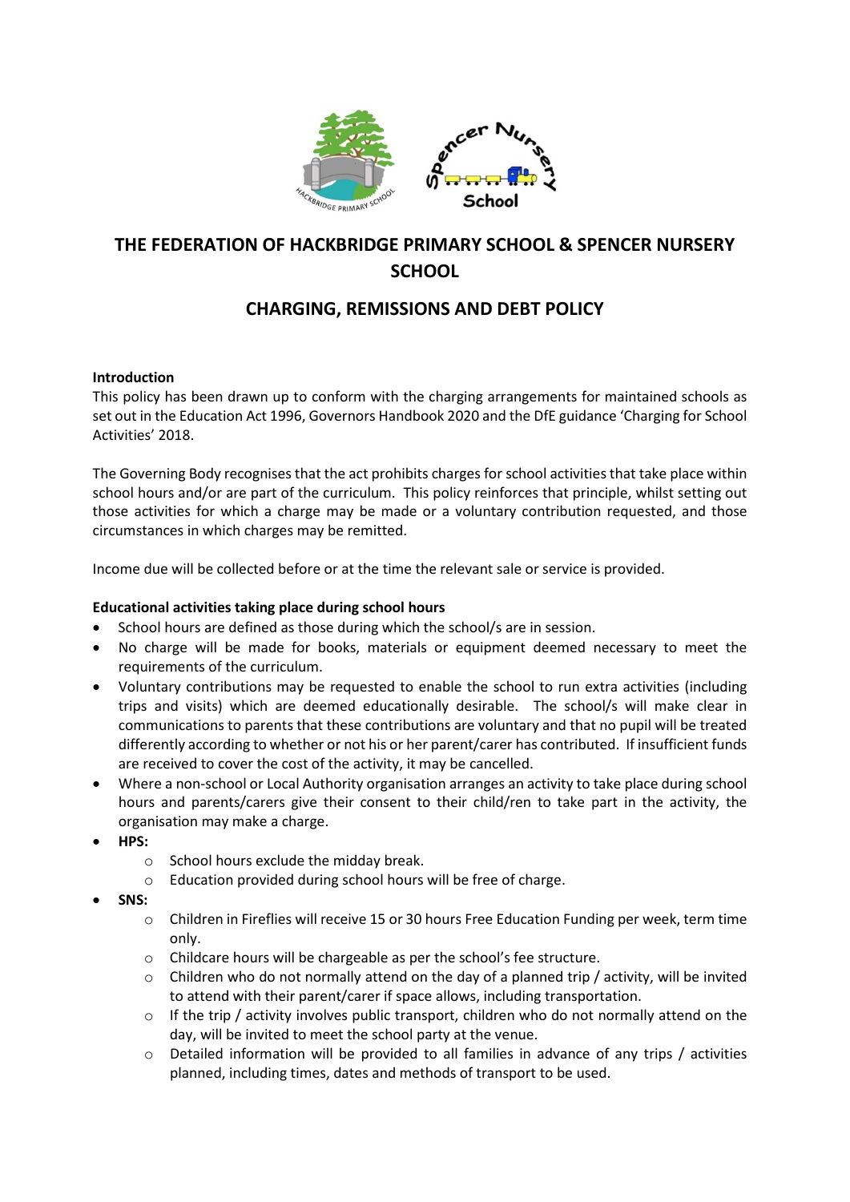# THE FEDERATION OF HACKBRIDGE PRIMARY SCHOOL & SPENCER NURSERY SCHOOL

## CHARGING, REMISSIONS AND DEBT POLICY

**Introduction**

This policy has been drawn up to conform with the charging arrangements for maintained schools as set out in the Education Act 1996, Governors Handbook 2020 and the DfE guidance 'Charging for School Activities' 2018.

The Governing Body recognises that the act prohibits charges for school activities that take place within school hours and/or are part of the curriculum. This policy reinforces that principle, whilst setting out those activities for which a charge may be made or a voluntary contribution requested, and those circumstances in which charges may be remitted.

Income due will be collected before or at the time the relevant sale or service is provided.

**Educational activities taking place during school hours**

- School hours are defined as those during which the school/s are in session.
- No charge will be made for books, materials or equipment deemed necessary to meet the requirements of the curriculum.
- Voluntary contributions may be requested to enable the school to run extra activities (including trips and visits) which are deemed educationally desirable. The school/s will make clear in communications to parents that these contributions are voluntary and that no pupil will be treated differently according to whether or not his or her parent/carer has contributed. If insufficient funds are received to cover the cost of the activity, it may be cancelled.
- Where a non-school or Local Authority organisation arranges an activity to take place during school hours and parents/carers give their consent to their child/ren to take part in the activity, the organisation may make a charge.
- **HPS:**
  - School hours exclude the midday break.
  - Education provided during school hours will be free of charge.
- **SNS:**
  - Children in Fireflies will receive 15 or 30 hours Free Education Funding per week, term time only.
  - Childcare hours will be chargeable as per the school's fee structure.
  - Children who do not normally attend on the day of a planned trip / activity, will be invited to attend with their parent/carer if space allows, including transportation.
  - If the trip / activity involves public transport, children who do not normally attend on the day, will be invited to meet the school party at the venue.
  - Detailed information will be provided to all families in advance of any trips / activities planned, including times, dates and methods of transport to be used.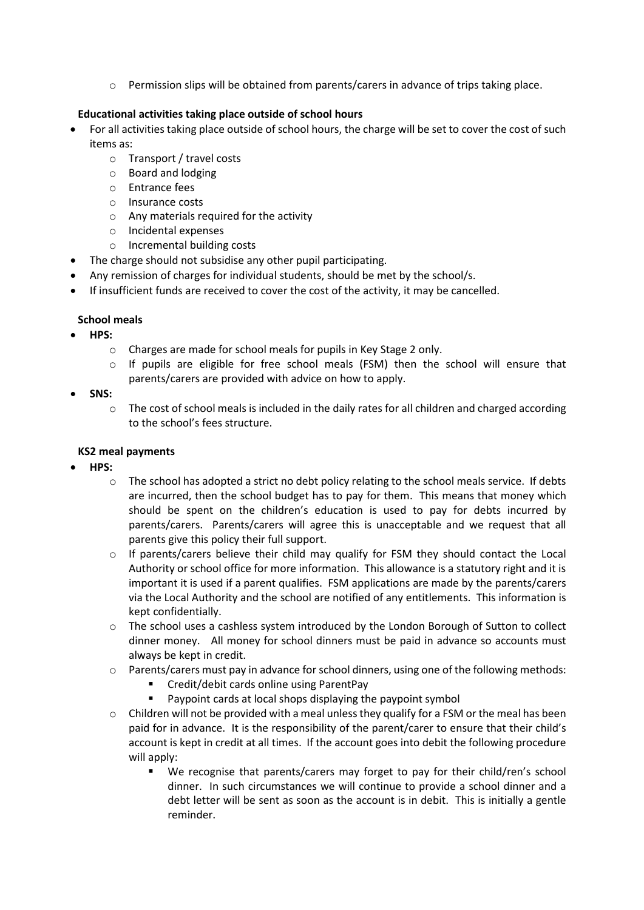- Permission slips will be obtained from parents/carers in advance of trips taking place.

**Educational activities taking place outside of school hours**

- For all activities taking place outside of school hours, the charge will be set to cover the cost of such items as:
  - Transport / travel costs
  - Board and lodging
  - Entrance fees
  - Insurance costs
  - Any materials required for the activity
  - Incidental expenses
  - Incremental building costs
- The charge should not subsidise any other pupil participating.
- Any remission of charges for individual students, should be met by the school/s.
- If insufficient funds are received to cover the cost of the activity, it may be cancelled.

**School meals**

- **HPS:**
  - Charges are made for school meals for pupils in Key Stage 2 only.
  - If pupils are eligible for free school meals (FSM) then the school will ensure that parents/carers are provided with advice on how to apply.
- **SNS:**
  - The cost of school meals is included in the daily rates for all children and charged according to the school's fees structure.

**KS2 meal payments**

- **HPS:**
  - The school has adopted a strict no debt policy relating to the school meals service. If debts are incurred, then the school budget has to pay for them. This means that money which should be spent on the children's education is used to pay for debts incurred by parents/carers. Parents/carers will agree this is unacceptable and we request that all parents give this policy their full support.
  - If parents/carers believe their child may qualify for FSM they should contact the Local Authority or school office for more information. This allowance is a statutory right and it is important it is used if a parent qualifies. FSM applications are made by the parents/carers via the Local Authority and the school are notified of any entitlements. This information is kept confidentially.
  - The school uses a cashless system introduced by the London Borough of Sutton to collect dinner money. All money for school dinners must be paid in advance so accounts must always be kept in credit.
  - Parents/carers must pay in advance for school dinners, using one of the following methods:
    - Credit/debit cards online using ParentPay
    - Paypoint cards at local shops displaying the paypoint symbol
  - Children will not be provided with a meal unless they qualify for a FSM or the meal has been paid for in advance. It is the responsibility of the parent/carer to ensure that their child's account is kept in credit at all times. If the account goes into debit the following procedure will apply:
    - We recognise that parents/carers may forget to pay for their child/ren's school dinner. In such circumstances we will continue to provide a school dinner and a debt letter will be sent as soon as the account is in debit. This is initially a gentle reminder.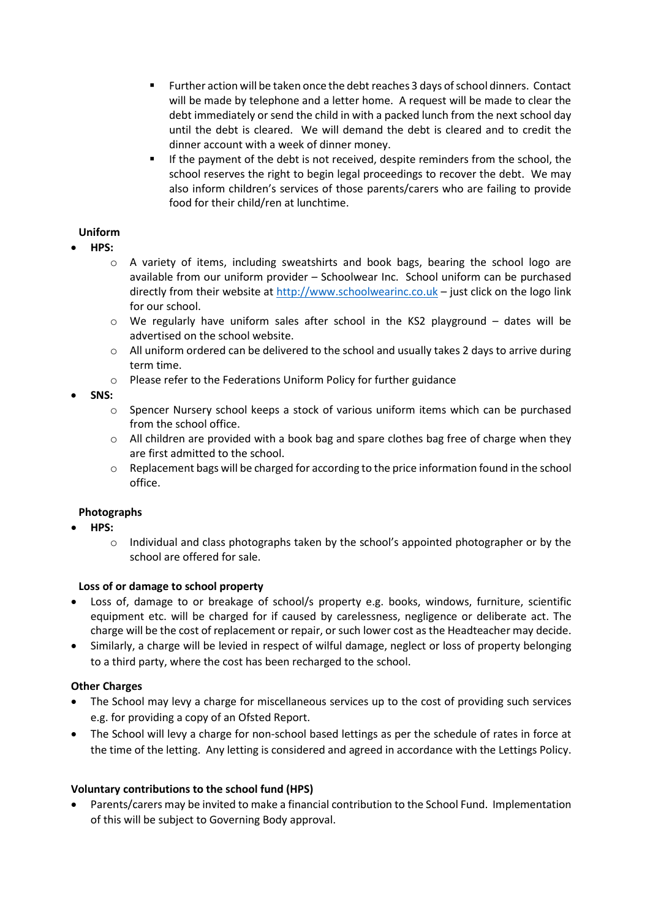- Further action will be taken once the debt reaches 3 days of school dinners. Contact will be made by telephone and a letter home. A request will be made to clear the debt immediately or send the child in with a packed lunch from the next school day until the debt is cleared. We will demand the debt is cleared and to credit the dinner account with a week of dinner money.
        - If the payment of the debt is not received, despite reminders from the school, the school reserves the right to begin legal proceedings to recover the debt. We may also inform children's services of those parents/carers who are failing to provide food for their child/ren at lunchtime.

**Uniform**

- **HPS:**
    - A variety of items, including sweatshirts and book bags, bearing the school logo are available from our uniform provider – Schoolwear Inc. School uniform can be purchased directly from their website at [http://www.schoolwearinc.co.uk](http://www.schoolwearinc.co.uk) – just click on the logo link for our school.
    - We regularly have uniform sales after school in the KS2 playground – dates will be advertised on the school website.
    - All uniform ordered can be delivered to the school and usually takes 2 days to arrive during term time.
    - Please refer to the Federations Uniform Policy for further guidance
- **SNS:**
    - Spencer Nursery school keeps a stock of various uniform items which can be purchased from the school office.
    - All children are provided with a book bag and spare clothes bag free of charge when they are first admitted to the school.
    - Replacement bags will be charged for according to the price information found in the school office.

**Photographs**

- **HPS:**
    - Individual and class photographs taken by the school's appointed photographer or by the school are offered for sale.

**Loss of or damage to school property**

- Loss of, damage to or breakage of school/s property e.g. books, windows, furniture, scientific equipment etc. will be charged for if caused by carelessness, negligence or deliberate act. The charge will be the cost of replacement or repair, or such lower cost as the Headteacher may decide.
- Similarly, a charge will be levied in respect of wilful damage, neglect or loss of property belonging to a third party, where the cost has been recharged to the school.

**Other Charges**

- The School may levy a charge for miscellaneous services up to the cost of providing such services e.g. for providing a copy of an Ofsted Report.
- The School will levy a charge for non-school based lettings as per the schedule of rates in force at the time of the letting. Any letting is considered and agreed in accordance with the Lettings Policy.

**Voluntary contributions to the school fund (HPS)**

- Parents/carers may be invited to make a financial contribution to the School Fund. Implementation of this will be subject to Governing Body approval.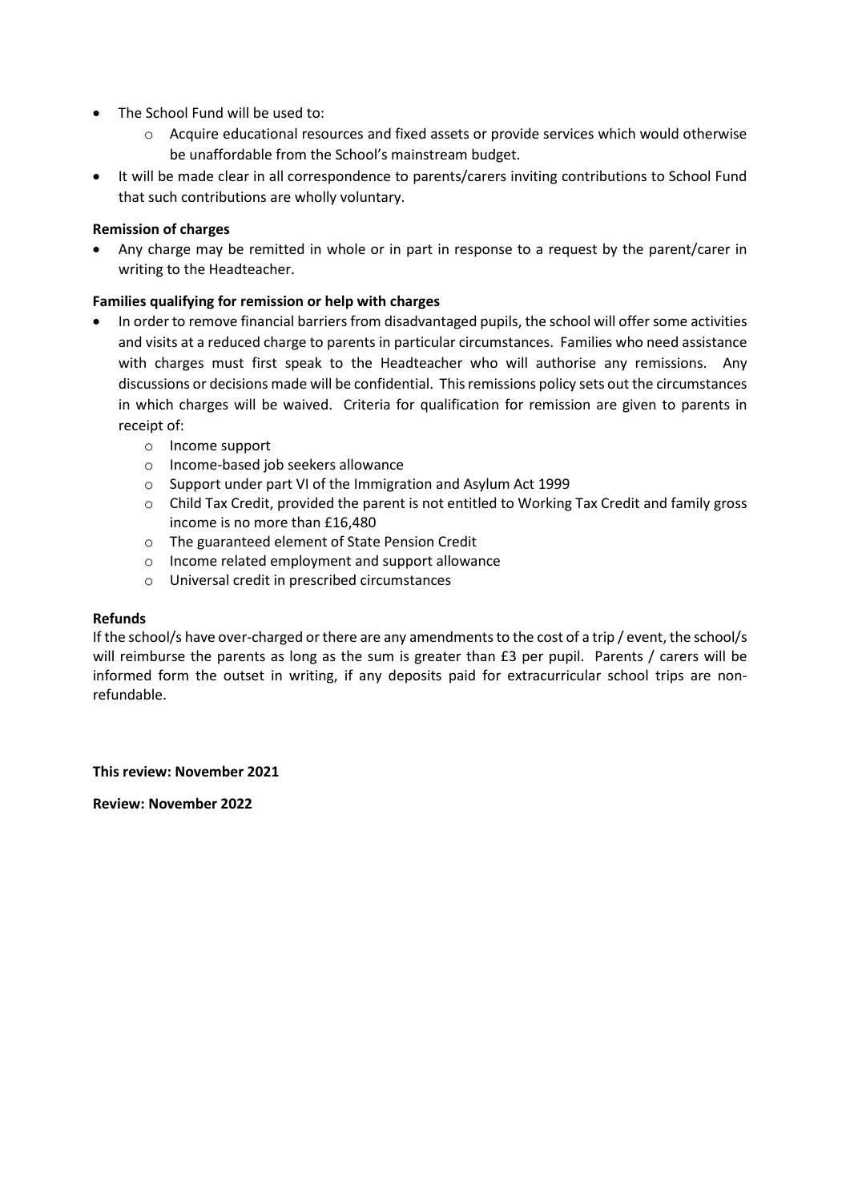- The School Fund will be used to:
    - Acquire educational resources and fixed assets or provide services which would otherwise be unaffordable from the School's mainstream budget.
- It will be made clear in all correspondence to parents/carers inviting contributions to School Fund that such contributions are wholly voluntary.

**Remission of charges**

- Any charge may be remitted in whole or in part in response to a request by the parent/carer in writing to the Headteacher.

**Families qualifying for remission or help with charges**

- In order to remove financial barriers from disadvantaged pupils, the school will offer some activities and visits at a reduced charge to parents in particular circumstances. Families who need assistance with charges must first speak to the Headteacher who will authorise any remissions. Any discussions or decisions made will be confidential. This remissions policy sets out the circumstances in which charges will be waived. Criteria for qualification for remission are given to parents in receipt of:
    - Income support
    - Income-based job seekers allowance
    - Support under part VI of the Immigration and Asylum Act 1999
    - Child Tax Credit, provided the parent is not entitled to Working Tax Credit and family gross income is no more than £16,480
    - The guaranteed element of State Pension Credit
    - Income related employment and support allowance
    - Universal credit in prescribed circumstances

**Refunds**

If the school/s have over-charged or there are any amendments to the cost of a trip / event, the school/s will reimburse the parents as long as the sum is greater than £3 per pupil. Parents / carers will be informed form the outset in writing, if any deposits paid for extracurricular school trips are non-refundable.

**This review: November 2021**

**Review: November 2022**